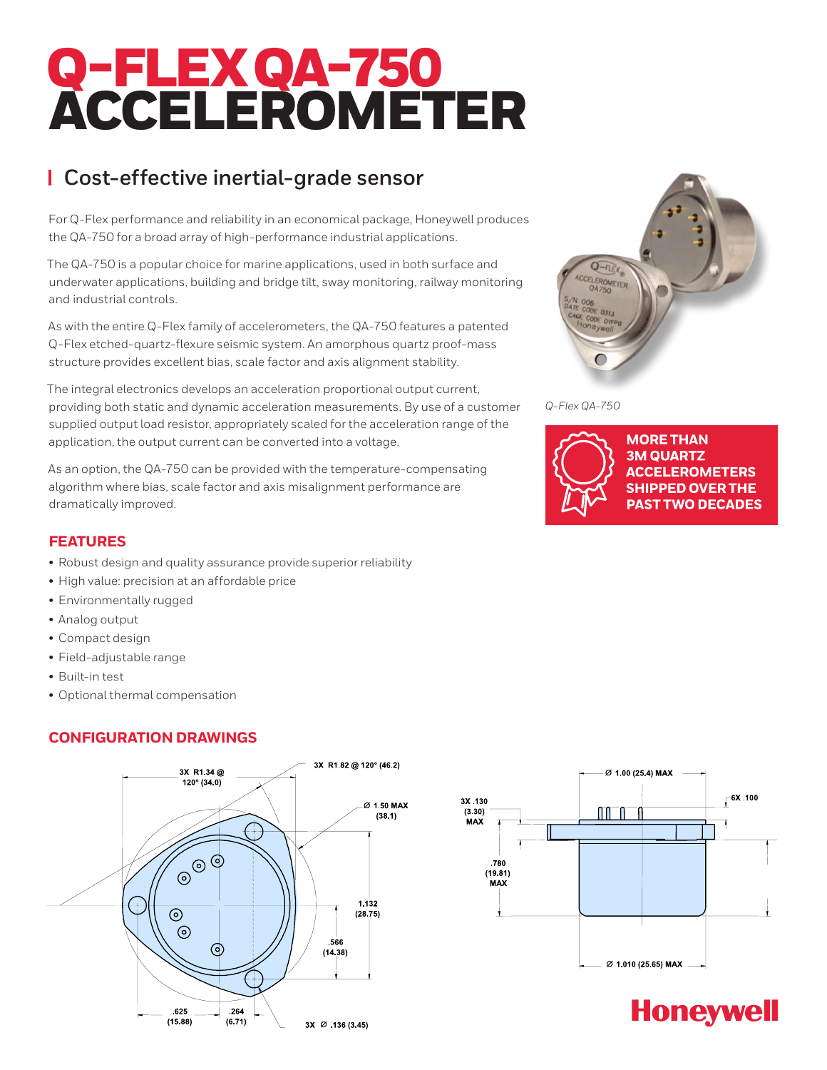# Q-FLEX QA-750 ACCELEROMETER

## Cost-effective inertial-grade sensor

For Q-Flex performance and reliability in an economical package, Honeywell produces the QA-750 for a broad array of high-performance industrial applications.

The QA-750 is a popular choice for marine applications, used in both surface and underwater applications, building and bridge tilt, sway monitoring, railway monitoring and industrial controls.

As with the entire Q-Flex family of accelerometers, the QA-750 features a patented Q-Flex etched-quartz-flexure seismic system. An amorphous quartz proof-mass structure provides excellent bias, scale factor and axis alignment stability.

The integral electronics develops an acceleration proportional output current, providing both static and dynamic acceleration measurements. By use of a customer supplied output load resistor, appropriately scaled for the acceleration range of the application, the output current can be converted into a voltage.

As an option, the QA-750 can be provided with the temperature-compensating algorithm where bias, scale factor and axis misalignment performance are dramatically improved.

*Q-Flex QA-750*

**MORE THAN 3M QUARTZ ACCELEROMETERS SHIPPED OVER THE PAST TWO DECADES**

### FEATURES

- Robust design and quality assurance provide superior reliability
- High value: precision at an affordable price
- Environmentally rugged
- Analog output
- Compact design
- Field-adjustable range
- Built-in test
- Optional thermal compensation

### CONFIGURATION DRAWINGS

3X R1.34 @ 120° (34.0)
3X R1.82 @ 120° (46.2)
Ø 1.50 MAX (38.1)
1.132 (28.75)
.566 (14.38)
.625 (15.88)
.264 (6.71)
3X Ø .136 (3.45)

Ø 1.00 (25.4) MAX
6X .100
3X .130 (3.30) MAX
.780 (19.81) MAX
Ø 1.010 (25.65) MAX

Honeywell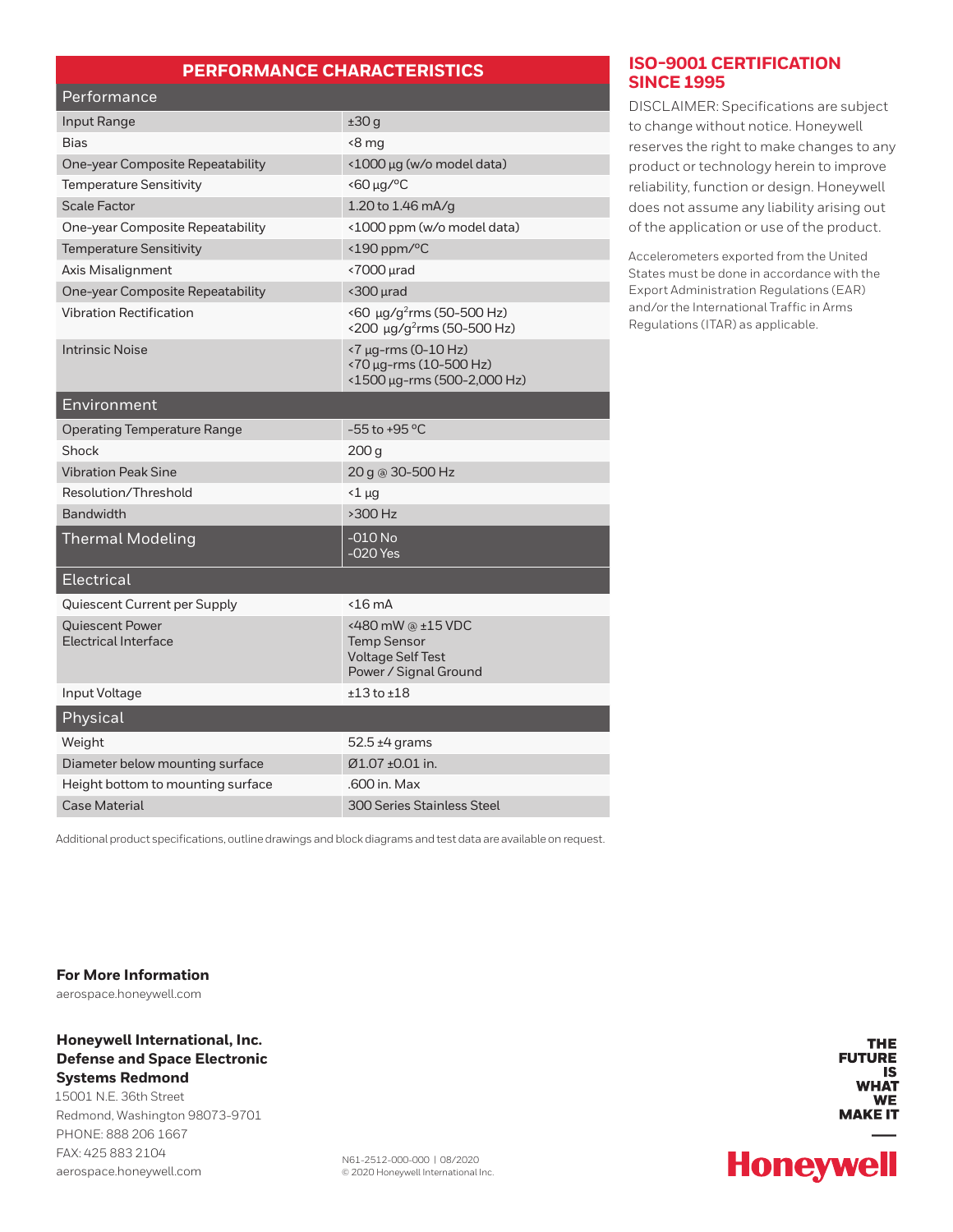## PERFORMANCE CHARACTERISTICS

| | |
|---|---|
| **Performance** | |
| Input Range | ±30 g |
| Bias | <8 mg |
| One-year Composite Repeatability | <1000 µg (w/o model data) |
| Temperature Sensitivity | <60 µg/°C |
| Scale Factor | 1.20 to 1.46 mA/g |
| One-year Composite Repeatability | <1000 ppm (w/o model data) |
| Temperature Sensitivity | <190 ppm/°C |
| Axis Misalignment | <7000 µrad |
| One-year Composite Repeatability | <300 µrad |
| Vibration Rectification | <60 µg/$g^2$rms (50-500 Hz)<br><200 µg/$g^2$rms (50-500 Hz) |
| Intrinsic Noise | <7 µg-rms (0-10 Hz)<br><70 µg-rms (10-500 Hz)<br><1500 µg-rms (500-2,000 Hz) |
| **Environment** | |
| Operating Temperature Range | -55 to +95 °C |
| Shock | 200 g |
| Vibration Peak Sine | 20 g @ 30-500 Hz |
| Resolution/Threshold | <1 µg |
| Bandwidth | >300 Hz |
| **Thermal Modeling** | -010 No<br>-020 Yes |
| **Electrical** | |
| Quiescent Current per Supply | <16 mA |
| Quiescent Power<br>Electrical Interface | <480 mW @ ±15 VDC<br>Temp Sensor<br>Voltage Self Test<br>Power / Signal Ground |
| Input Voltage | ±13 to ±18 |
| **Physical** | |
| Weight | 52.5 ±4 grams |
| Diameter below mounting surface | Ø1.07 ±0.01 in. |
| Height bottom to mounting surface | .600 in. Max |
| Case Material | 300 Series Stainless Steel |

Additional product specifications, outline drawings and block diagrams and test data are available on request.

## ISO-9001 CERTIFICATION SINCE 1995

DISCLAIMER: Specifications are subject to change without notice. Honeywell reserves the right to make changes to any product or technology herein to improve reliability, function or design. Honeywell does not assume any liability arising out of the application or use of the product.

Accelerometers exported from the United States must be done in accordance with the Export Administration Regulations (EAR) and/or the International Traffic in Arms Regulations (ITAR) as applicable.

**For More Information**

aerospace.honeywell.com

**Honeywell International, Inc.**
**Defense and Space Electronic Systems Redmond**

15001 N.E. 36th Street
Redmond, Washington 98073-9701
PHONE: 888 206 1667
FAX: 425 883 2104
aerospace.honeywell.com

N61-2512-000-000 | 08/2020
© 2020 Honeywell International Inc.

THE FUTURE IS WHAT WE MAKE IT

Honeywell